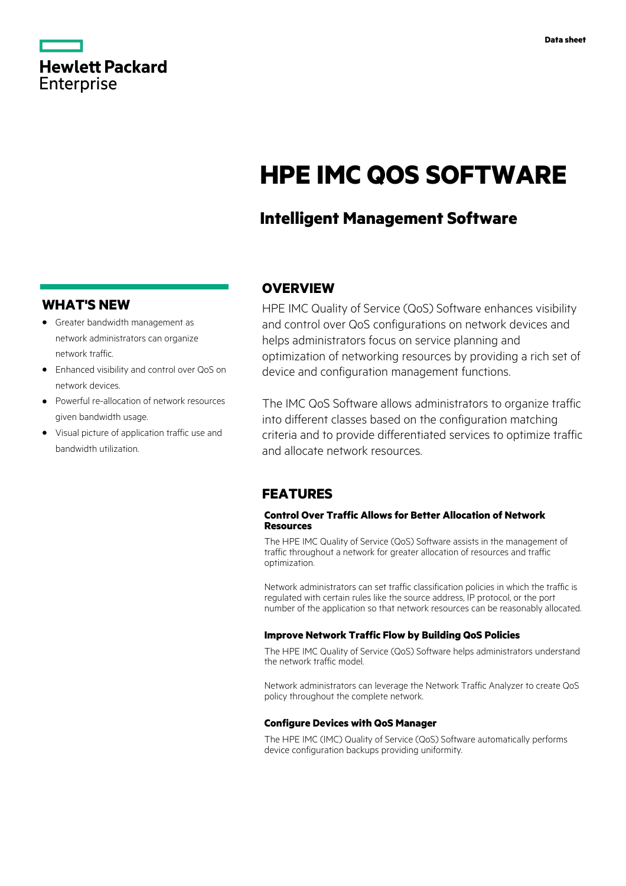Hewlett Packard Enterprise

Data sheet

# HPE IMC QOS SOFTWARE

## Intelligent Management Software

## WHAT'S NEW

- Greater bandwidth management as network administrators can organize network traffic.
- Enhanced visibility and control over QoS on network devices.
- Powerful re-allocation of network resources given bandwidth usage.
- Visual picture of application traffic use and bandwidth utilization.

## OVERVIEW

HPE IMC Quality of Service (QoS) Software enhances visibility and control over QoS configurations on network devices and helps administrators focus on service planning and optimization of networking resources by providing a rich set of device and configuration management functions.

The IMC QoS Software allows administrators to organize traffic into different classes based on the configuration matching criteria and to provide differentiated services to optimize traffic and allocate network resources.

## FEATURES

### Control Over Traffic Allows for Better Allocation of Network Resources

The HPE IMC Quality of Service (QoS) Software assists in the management of traffic throughout a network for greater allocation of resources and traffic optimization.

Network administrators can set traffic classification policies in which the traffic is regulated with certain rules like the source address, IP protocol, or the port number of the application so that network resources can be reasonably allocated.

### Improve Network Traffic Flow by Building QoS Policies

The HPE IMC Quality of Service (QoS) Software helps administrators understand the network traffic model.

Network administrators can leverage the Network Traffic Analyzer to create QoS policy throughout the complete network.

### Configure Devices with QoS Manager

The HPE IMC (IMC) Quality of Service (QoS) Software automatically performs device configuration backups providing uniformity.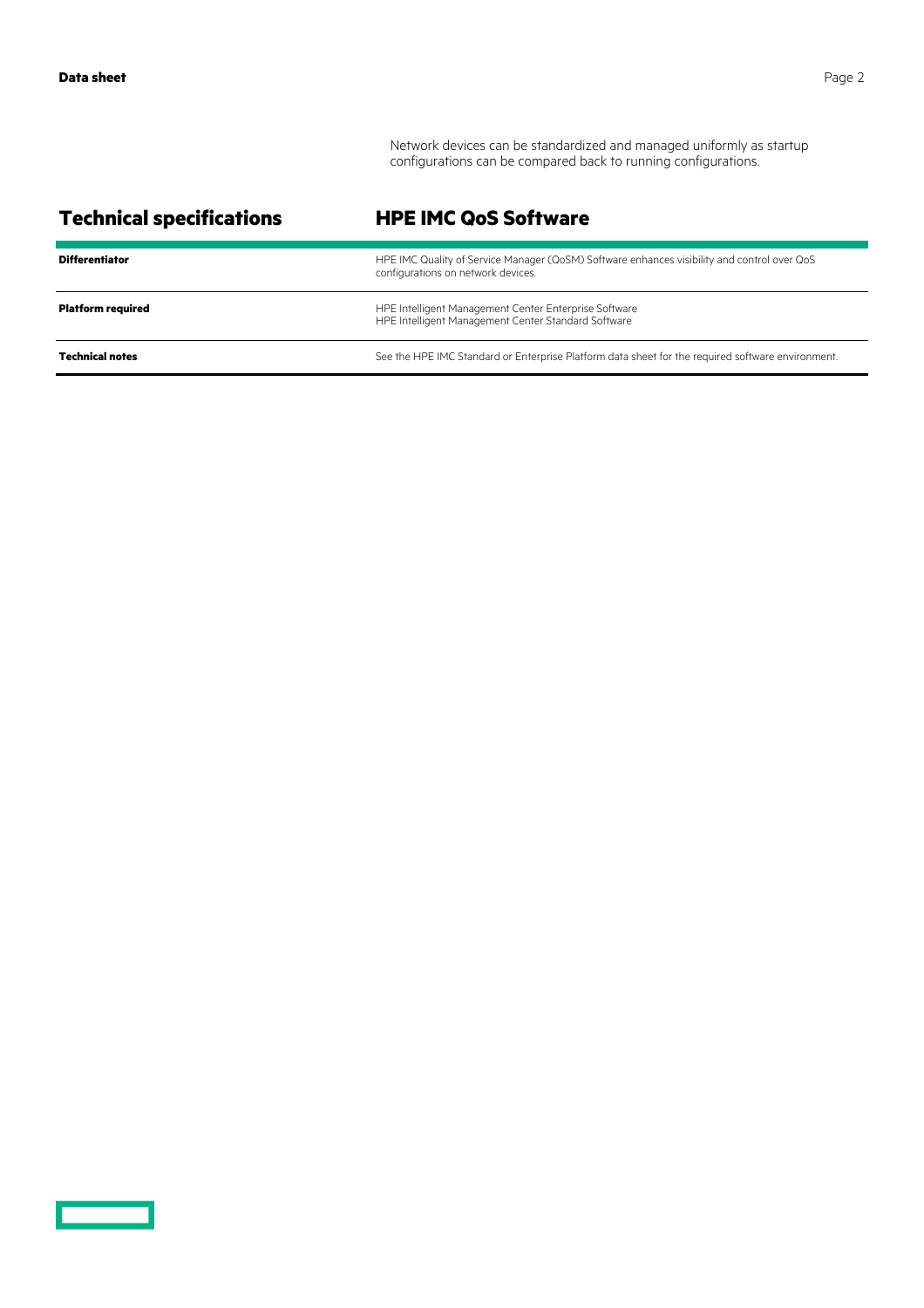Network devices can be standardized and managed uniformly as startup configurations can be compared back to running configurations.

## Technical specifications

| HPE IMC QoS Software | |
|---|---|
| **Differentiator** | HPE IMC Quality of Service Manager (QoSM) Software enhances visibility and control over QoS configurations on network devices. |
| **Platform required** | HPE Intelligent Management Center Enterprise Software<br>HPE Intelligent Management Center Standard Software |
| **Technical notes** | See the HPE IMC Standard or Enterprise Platform data sheet for the required software environment. |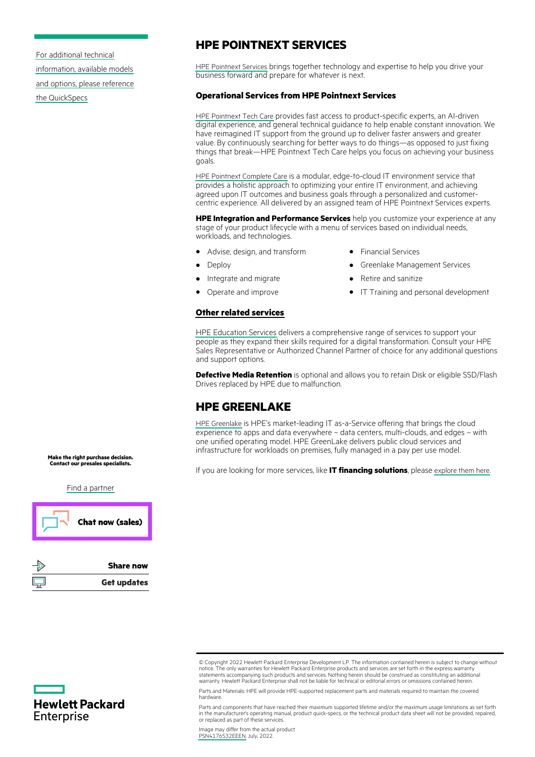For additional technical information, available models and options, please reference the QuickSpecs

# HPE POINTNEXT SERVICES

HPE Pointnext Services brings together technology and expertise to help you drive your business forward and prepare for whatever is next.

### Operational Services from HPE Pointnext Services

HPE Pointnext Tech Care provides fast access to product-specific experts, an AI-driven digital experience, and general technical guidance to help enable constant innovation. We have reimagined IT support from the ground up to deliver faster answers and greater value. By continuously searching for better ways to do things—as opposed to just fixing things that break—HPE Pointnext Tech Care helps you focus on achieving your business goals.

HPE Pointnext Complete Care is a modular, edge-to-cloud IT environment service that provides a holistic approach to optimizing your entire IT environment, and achieving agreed upon IT outcomes and business goals through a personalized and customer-centric experience. All delivered by an assigned team of HPE Pointnext Services experts.

**HPE Integration and Performance Services** help you customize your experience at any stage of your product lifecycle with a menu of services based on individual needs, workloads, and technologies.

- Advise, design, and transform
- Deploy
- Integrate and migrate
- Operate and improve
- Financial Services
- Greenlake Management Services
- Retire and sanitize
- IT Training and personal development

### Other related services

HPE Education Services delivers a comprehensive range of services to support your people as they expand their skills required for a digital transformation. Consult your HPE Sales Representative or Authorized Channel Partner of choice for any additional questions and support options.

**Defective Media Retention** is optional and allows you to retain Disk or eligible SSD/Flash Drives replaced by HPE due to malfunction.

# HPE GREENLAKE

HPE Greenlake is HPE's market-leading IT as-a-Service offering that brings the cloud experience to apps and data everywhere – data centers, multi-clouds, and edges – with one unified operating model. HPE GreenLake delivers public cloud services and infrastructure for workloads on premises, fully managed in a pay per use model.

If you are looking for more services, like **IT financing solutions**, please explore them here.

**Make the right purchase decision. Contact our presales specialists.**

Find a partner

**Chat now (sales)**

**Share now**

**Get updates**

Hewlett Packard Enterprise

© Copyright 2022 Hewlett Packard Enterprise Development LP. The information contained herein is subject to change without notice. The only warranties for Hewlett Packard Enterprise products and services are set forth in the express warranty statements accompanying such products and services. Nothing herein should be construed as constituting an additional warranty. Hewlett Packard Enterprise shall not be liable for technical or editorial errors or omissions contained herein.

Parts and Materials: HPE will provide HPE-supported replacement parts and materials required to maintain the covered hardware.

Parts and components that have reached their maximum supported lifetime and/or the maximum usage limitations as set forth in the manufacturer's operating manual, product quick-specs, or the technical product data sheet will not be provided, repaired, or replaced as part of these services.

Image may differ from the actual product

PSN4176532EEEN, July, 2022.